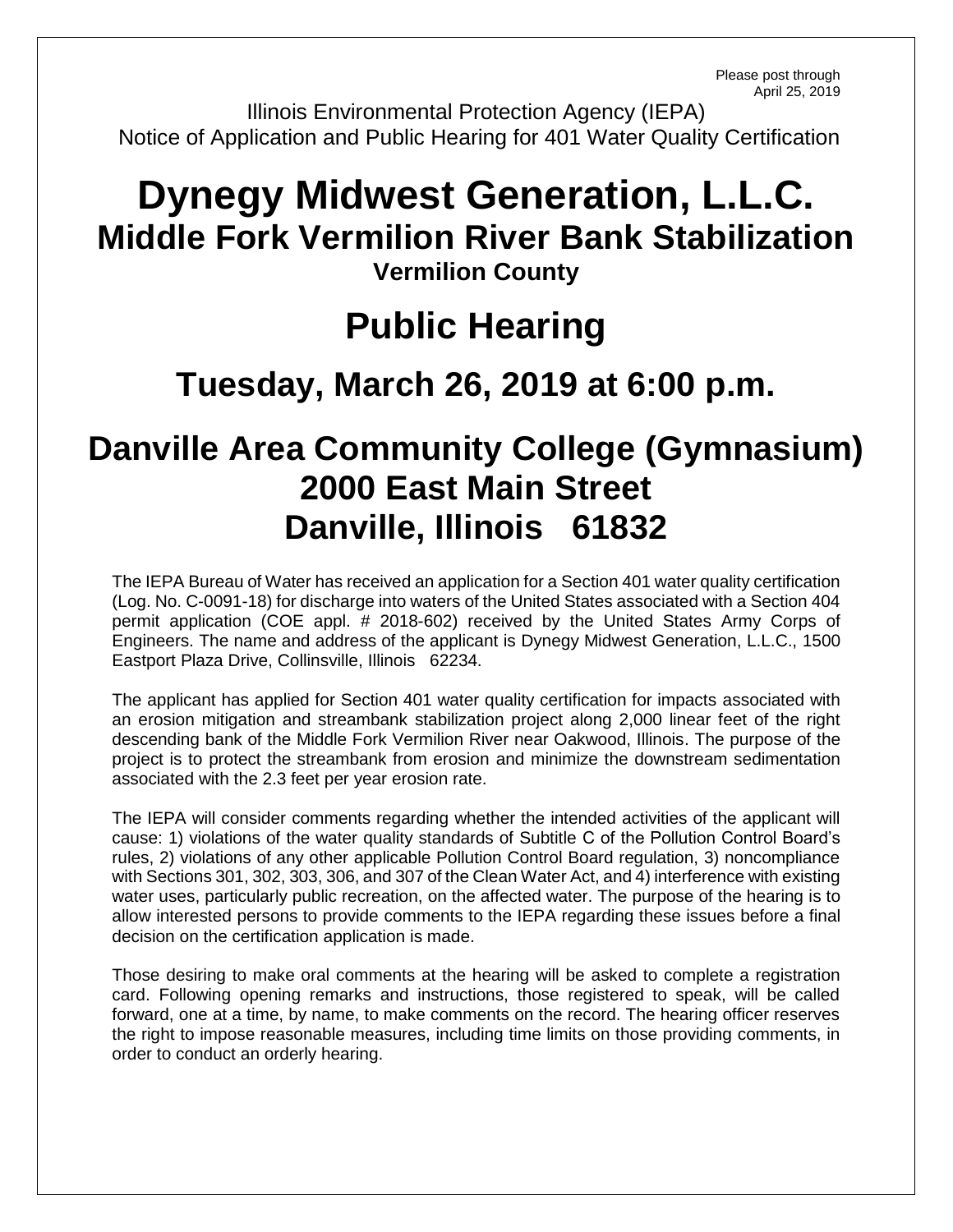Please post through April 25, 2019

Illinois Environmental Protection Agency (IEPA)
Notice of Application and Public Hearing for 401 Water Quality Certification

# Dynegy Midwest Generation, L.L.C.

## Middle Fork Vermilion River Bank Stabilization

### Vermilion County

# Public Hearing

## Tuesday, March 26, 2019 at 6:00 p.m.

## Danville Area Community College (Gymnasium)
## 2000 East Main Street
## Danville, Illinois 61832

The IEPA Bureau of Water has received an application for a Section 401 water quality certification (Log. No. C-0091-18) for discharge into waters of the United States associated with a Section 404 permit application (COE appl. # 2018-602) received by the United States Army Corps of Engineers. The name and address of the applicant is Dynegy Midwest Generation, L.L.C., 1500 Eastport Plaza Drive, Collinsville, Illinois 62234.

The applicant has applied for Section 401 water quality certification for impacts associated with an erosion mitigation and streambank stabilization project along 2,000 linear feet of the right descending bank of the Middle Fork Vermilion River near Oakwood, Illinois. The purpose of the project is to protect the streambank from erosion and minimize the downstream sedimentation associated with the 2.3 feet per year erosion rate.

The IEPA will consider comments regarding whether the intended activities of the applicant will cause: 1) violations of the water quality standards of Subtitle C of the Pollution Control Board's rules, 2) violations of any other applicable Pollution Control Board regulation, 3) noncompliance with Sections 301, 302, 303, 306, and 307 of the Clean Water Act, and 4) interference with existing water uses, particularly public recreation, on the affected water. The purpose of the hearing is to allow interested persons to provide comments to the IEPA regarding these issues before a final decision on the certification application is made.

Those desiring to make oral comments at the hearing will be asked to complete a registration card. Following opening remarks and instructions, those registered to speak, will be called forward, one at a time, by name, to make comments on the record. The hearing officer reserves the right to impose reasonable measures, including time limits on those providing comments, in order to conduct an orderly hearing.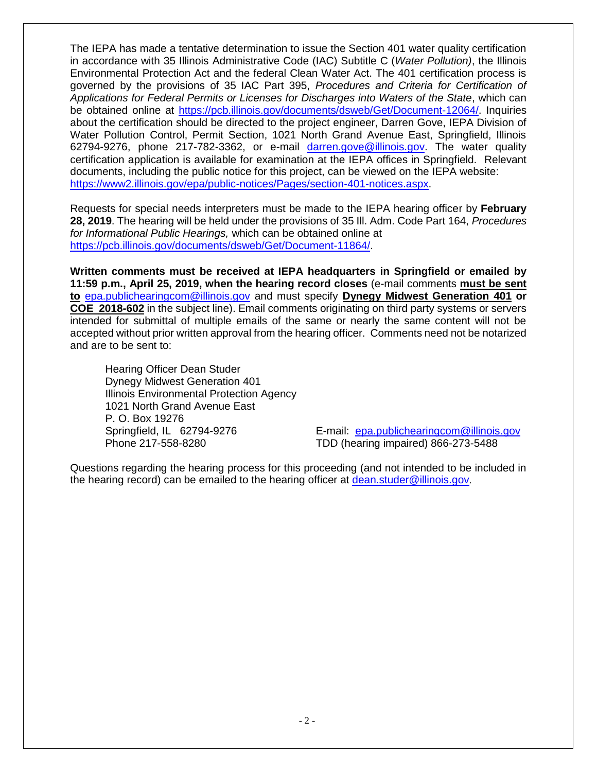The IEPA has made a tentative determination to issue the Section 401 water quality certification in accordance with 35 Illinois Administrative Code (IAC) Subtitle C (*Water Pollution)*, the Illinois Environmental Protection Act and the federal Clean Water Act. The 401 certification process is governed by the provisions of 35 IAC Part 395, *Procedures and Criteria for Certification of Applications for Federal Permits or Licenses for Discharges into Waters of the State*, which can be obtained online at https://pcb.illinois.gov/documents/dsweb/Get/Document-12064/. Inquiries about the certification should be directed to the project engineer, Darren Gove, IEPA Division of Water Pollution Control, Permit Section, 1021 North Grand Avenue East, Springfield, Illinois 62794-9276, phone 217-782-3362, or e-mail darren.gove@illinois.gov. The water quality certification application is available for examination at the IEPA offices in Springfield. Relevant documents, including the public notice for this project, can be viewed on the IEPA website: https://www2.illinois.gov/epa/public-notices/Pages/section-401-notices.aspx.

Requests for special needs interpreters must be made to the IEPA hearing officer by **February 28, 2019**. The hearing will be held under the provisions of 35 Ill. Adm. Code Part 164, *Procedures for Informational Public Hearings,* which can be obtained online at https://pcb.illinois.gov/documents/dsweb/Get/Document-11864/.

**Written comments must be received at IEPA headquarters in Springfield or emailed by 11:59 p.m., April 25, 2019, when the hearing record closes** (e-mail comments **must be sent to** epa.publichearingcom@illinois.gov and must specify **Dynegy Midwest Generation 401 or COE 2018-602** in the subject line). Email comments originating on third party systems or servers intended for submittal of multiple emails of the same or nearly the same content will not be accepted without prior written approval from the hearing officer. Comments need not be notarized and are to be sent to:

Hearing Officer Dean Studer
Dynegy Midwest Generation 401
Illinois Environmental Protection Agency
1021 North Grand Avenue East
P. O. Box 19276
Springfield, IL 62794-9276
Phone 217-558-8280

E-mail: epa.publichearingcom@illinois.gov
TDD (hearing impaired) 866-273-5488

Questions regarding the hearing process for this proceeding (and not intended to be included in the hearing record) can be emailed to the hearing officer at dean.studer@illinois.gov.